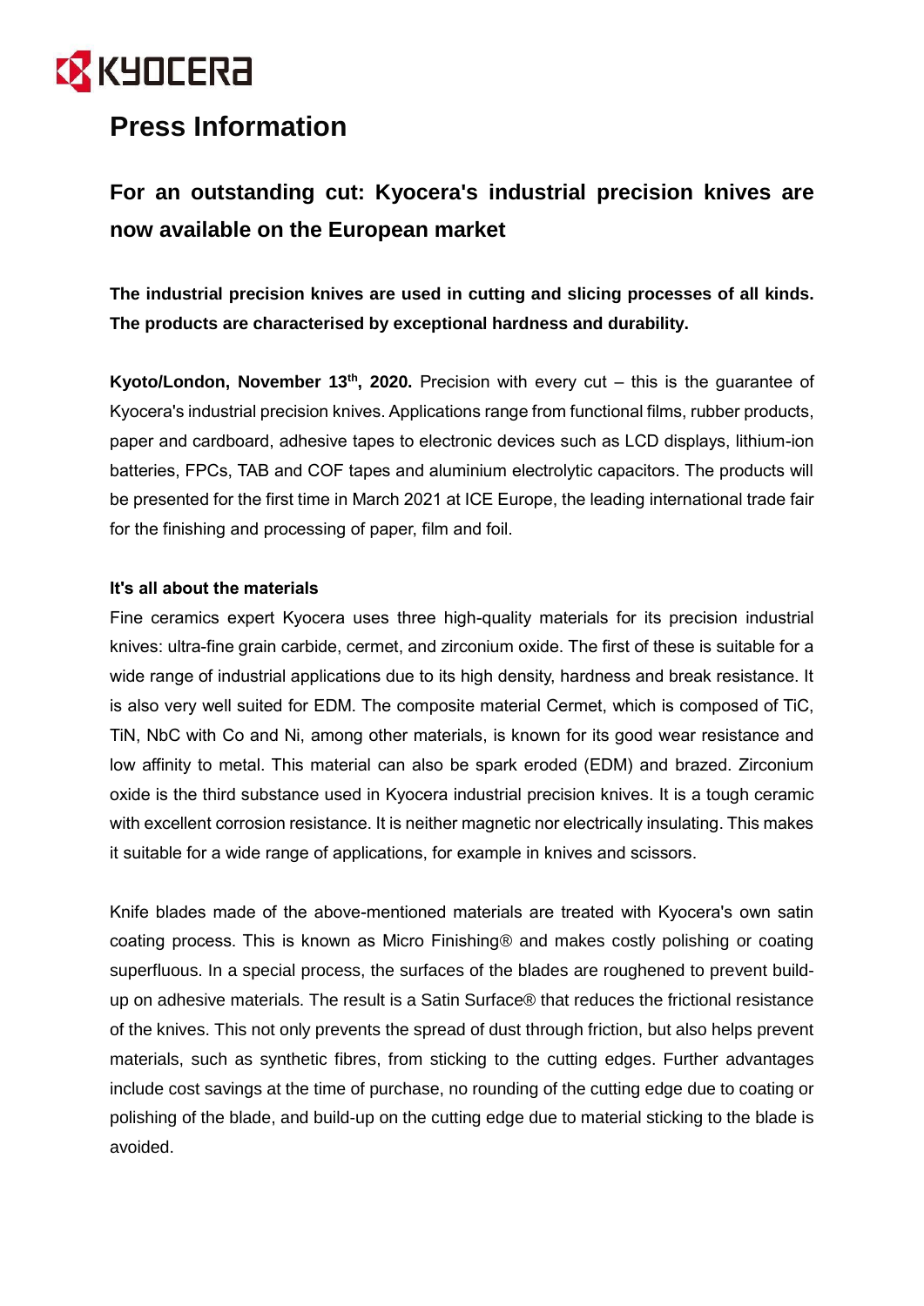# Press Information

## For an outstanding cut: Kyocera's industrial precision knives are now available on the European market

**The industrial precision knives are used in cutting and slicing processes of all kinds. The products are characterised by exceptional hardness and durability.**

**Kyoto/London, November 13th, 2020.** Precision with every cut – this is the guarantee of Kyocera's industrial precision knives. Applications range from functional films, rubber products, paper and cardboard, adhesive tapes to electronic devices such as LCD displays, lithium-ion batteries, FPCs, TAB and COF tapes and aluminium electrolytic capacitors. The products will be presented for the first time in March 2021 at ICE Europe, the leading international trade fair for the finishing and processing of paper, film and foil.

### It's all about the materials

Fine ceramics expert Kyocera uses three high-quality materials for its precision industrial knives: ultra-fine grain carbide, cermet, and zirconium oxide. The first of these is suitable for a wide range of industrial applications due to its high density, hardness and break resistance. It is also very well suited for EDM. The composite material Cermet, which is composed of TiC, TiN, NbC with Co and Ni, among other materials, is known for its good wear resistance and low affinity to metal. This material can also be spark eroded (EDM) and brazed. Zirconium oxide is the third substance used in Kyocera industrial precision knives. It is a tough ceramic with excellent corrosion resistance. It is neither magnetic nor electrically insulating. This makes it suitable for a wide range of applications, for example in knives and scissors.

Knife blades made of the above-mentioned materials are treated with Kyocera's own satin coating process. This is known as Micro Finishing® and makes costly polishing or coating superfluous. In a special process, the surfaces of the blades are roughened to prevent build-up on adhesive materials. The result is a Satin Surface® that reduces the frictional resistance of the knives. This not only prevents the spread of dust through friction, but also helps prevent materials, such as synthetic fibres, from sticking to the cutting edges. Further advantages include cost savings at the time of purchase, no rounding of the cutting edge due to coating or polishing of the blade, and build-up on the cutting edge due to material sticking to the blade is avoided.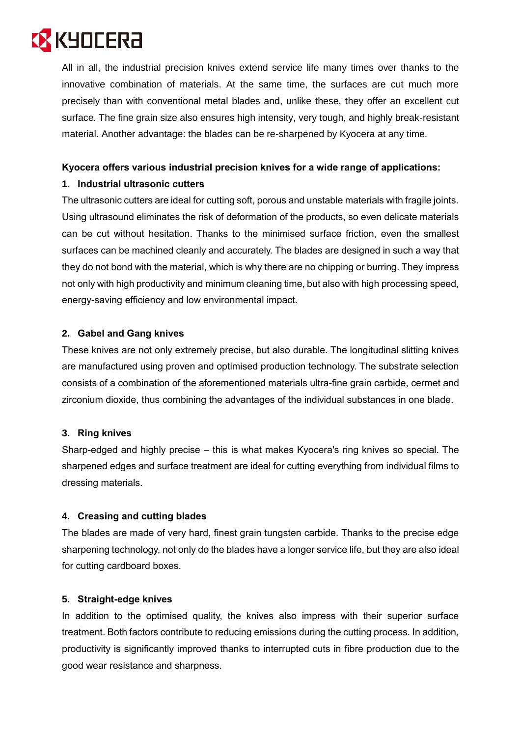All in all, the industrial precision knives extend service life many times over thanks to the innovative combination of materials. At the same time, the surfaces are cut much more precisely than with conventional metal blades and, unlike these, they offer an excellent cut surface. The fine grain size also ensures high intensity, very tough, and highly break-resistant material. Another advantage: the blades can be re-sharpened by Kyocera at any time.

**Kyocera offers various industrial precision knives for a wide range of applications:**

**1. Industrial ultrasonic cutters**

The ultrasonic cutters are ideal for cutting soft, porous and unstable materials with fragile joints. Using ultrasound eliminates the risk of deformation of the products, so even delicate materials can be cut without hesitation. Thanks to the minimised surface friction, even the smallest surfaces can be machined cleanly and accurately. The blades are designed in such a way that they do not bond with the material, which is why there are no chipping or burring. They impress not only with high productivity and minimum cleaning time, but also with high processing speed, energy-saving efficiency and low environmental impact.

**2. Gabel and Gang knives**

These knives are not only extremely precise, but also durable. The longitudinal slitting knives are manufactured using proven and optimised production technology. The substrate selection consists of a combination of the aforementioned materials ultra-fine grain carbide, cermet and zirconium dioxide, thus combining the advantages of the individual substances in one blade.

**3. Ring knives**

Sharp-edged and highly precise – this is what makes Kyocera's ring knives so special. The sharpened edges and surface treatment are ideal for cutting everything from individual films to dressing materials.

**4. Creasing and cutting blades**

The blades are made of very hard, finest grain tungsten carbide. Thanks to the precise edge sharpening technology, not only do the blades have a longer service life, but they are also ideal for cutting cardboard boxes.

**5. Straight-edge knives**

In addition to the optimised quality, the knives also impress with their superior surface treatment. Both factors contribute to reducing emissions during the cutting process. In addition, productivity is significantly improved thanks to interrupted cuts in fibre production due to the good wear resistance and sharpness.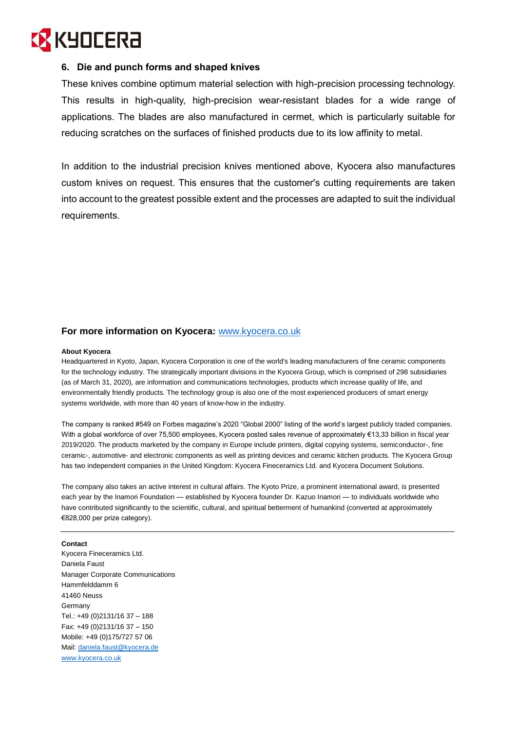### 6. Die and punch forms and shaped knives

These knives combine optimum material selection with high-precision processing technology. This results in high-quality, high-precision wear-resistant blades for a wide range of applications. The blades are also manufactured in cermet, which is particularly suitable for reducing scratches on the surfaces of finished products due to its low affinity to metal.

In addition to the industrial precision knives mentioned above, Kyocera also manufactures custom knives on request. This ensures that the customer's cutting requirements are taken into account to the greatest possible extent and the processes are adapted to suit the individual requirements.

**For more information on Kyocera:** www.kyocera.co.uk

**About Kyocera**

Headquartered in Kyoto, Japan, Kyocera Corporation is one of the world's leading manufacturers of fine ceramic components for the technology industry. The strategically important divisions in the Kyocera Group, which is comprised of 298 subsidiaries (as of March 31, 2020), are information and communications technologies, products which increase quality of life, and environmentally friendly products. The technology group is also one of the most experienced producers of smart energy systems worldwide, with more than 40 years of know-how in the industry.

The company is ranked #549 on Forbes magazine's 2020 "Global 2000" listing of the world's largest publicly traded companies. With a global workforce of over 75,500 employees, Kyocera posted sales revenue of approximately €13,33 billion in fiscal year 2019/2020. The products marketed by the company in Europe include printers, digital copying systems, semiconductor-, fine ceramic-, automotive- and electronic components as well as printing devices and ceramic kitchen products. The Kyocera Group has two independent companies in the United Kingdom: Kyocera Fineceramics Ltd. and Kyocera Document Solutions.

The company also takes an active interest in cultural affairs. The Kyoto Prize, a prominent international award, is presented each year by the Inamori Foundation — established by Kyocera founder Dr. Kazuo Inamori — to individuals worldwide who have contributed significantly to the scientific, cultural, and spiritual betterment of humankind (converted at approximately €828,000 per prize category).

---

**Contact**

Kyocera Fineceramics Ltd.
Daniela Faust
Manager Corporate Communications
Hammfelddamm 6
41460 Neuss
Germany
Tel.: +49 (0)2131/16 37 – 188
Fax: +49 (0)2131/16 37 – 150
Mobile: +49 (0)175/727 57 06
Mail: daniela.faust@kyocera.de
www.kyocera.co.uk